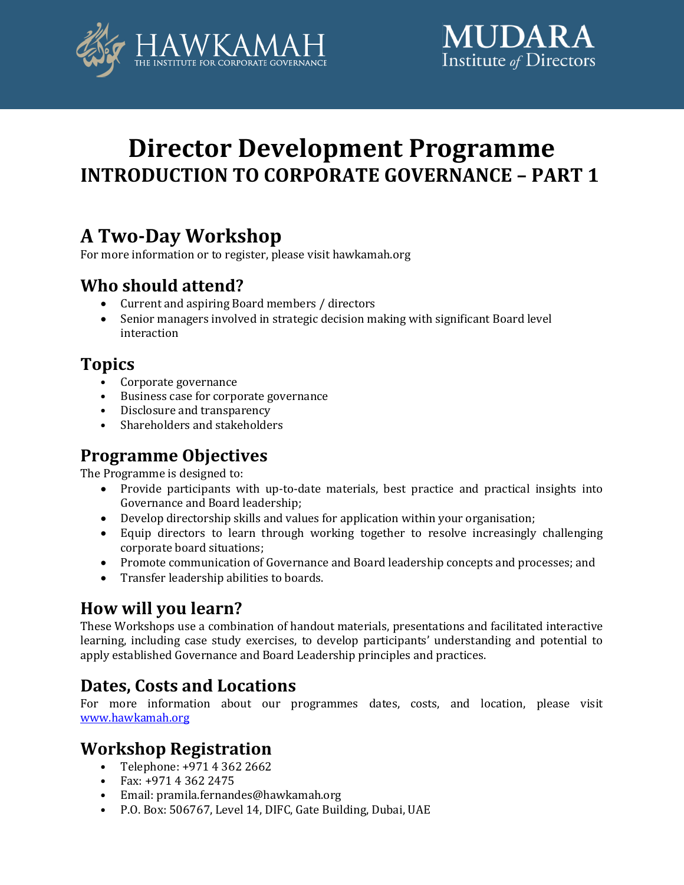HAWKAMAH
THE INSTITUTE FOR CORPORATE GOVERNANCE

MUDARA
Institute of Directors

# Director Development Programme

## INTRODUCTION TO CORPORATE GOVERNANCE – PART 1

## A Two-Day Workshop

For more information or to register, please visit hawkamah.org

### Who should attend?

- Current and aspiring Board members / directors
- Senior managers involved in strategic decision making with significant Board level interaction

### Topics

- Corporate governance
- Business case for corporate governance
- Disclosure and transparency
- Shareholders and stakeholders

### Programme Objectives

The Programme is designed to:

- Provide participants with up-to-date materials, best practice and practical insights into Governance and Board leadership;
- Develop directorship skills and values for application within your organisation;
- Equip directors to learn through working together to resolve increasingly challenging corporate board situations;
- Promote communication of Governance and Board leadership concepts and processes; and
- Transfer leadership abilities to boards.

### How will you learn?

These Workshops use a combination of handout materials, presentations and facilitated interactive learning, including case study exercises, to develop participants' understanding and potential to apply established Governance and Board Leadership principles and practices.

### Dates, Costs and Locations

For more information about our programmes dates, costs, and location, please visit [www.hawkamah.org](http://www.hawkamah.org)

### Workshop Registration

- Telephone: +971 4 362 2662
- Fax: +971 4 362 2475
- Email: pramila.fernandes@hawkamah.org
- P.O. Box: 506767, Level 14, DIFC, Gate Building, Dubai, UAE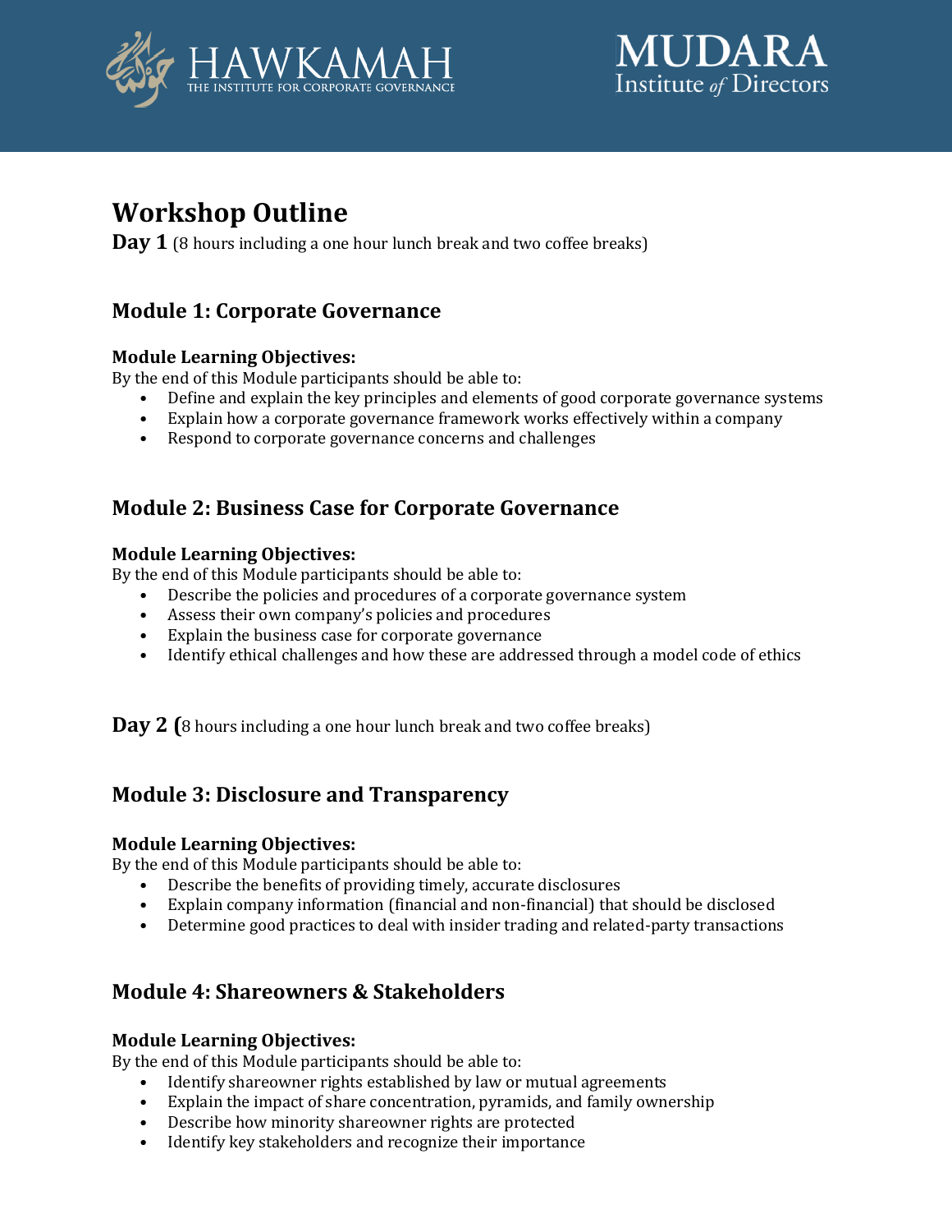# Workshop Outline

**Day 1** (8 hours including a one hour lunch break and two coffee breaks)

## Module 1: Corporate Governance

**Module Learning Objectives:**

By the end of this Module participants should be able to:

- Define and explain the key principles and elements of good corporate governance systems
- Explain how a corporate governance framework works effectively within a company
- Respond to corporate governance concerns and challenges

## Module 2: Business Case for Corporate Governance

**Module Learning Objectives:**

By the end of this Module participants should be able to:

- Describe the policies and procedures of a corporate governance system
- Assess their own company's policies and procedures
- Explain the business case for corporate governance
- Identify ethical challenges and how these are addressed through a model code of ethics

**Day 2** (8 hours including a one hour lunch break and two coffee breaks)

## Module 3: Disclosure and Transparency

**Module Learning Objectives:**

By the end of this Module participants should be able to:

- Describe the benefits of providing timely, accurate disclosures
- Explain company information (financial and non-financial) that should be disclosed
- Determine good practices to deal with insider trading and related-party transactions

## Module 4: Shareowners & Stakeholders

**Module Learning Objectives:**

By the end of this Module participants should be able to:

- Identify shareowner rights established by law or mutual agreements
- Explain the impact of share concentration, pyramids, and family ownership
- Describe how minority shareowner rights are protected
- Identify key stakeholders and recognize their importance